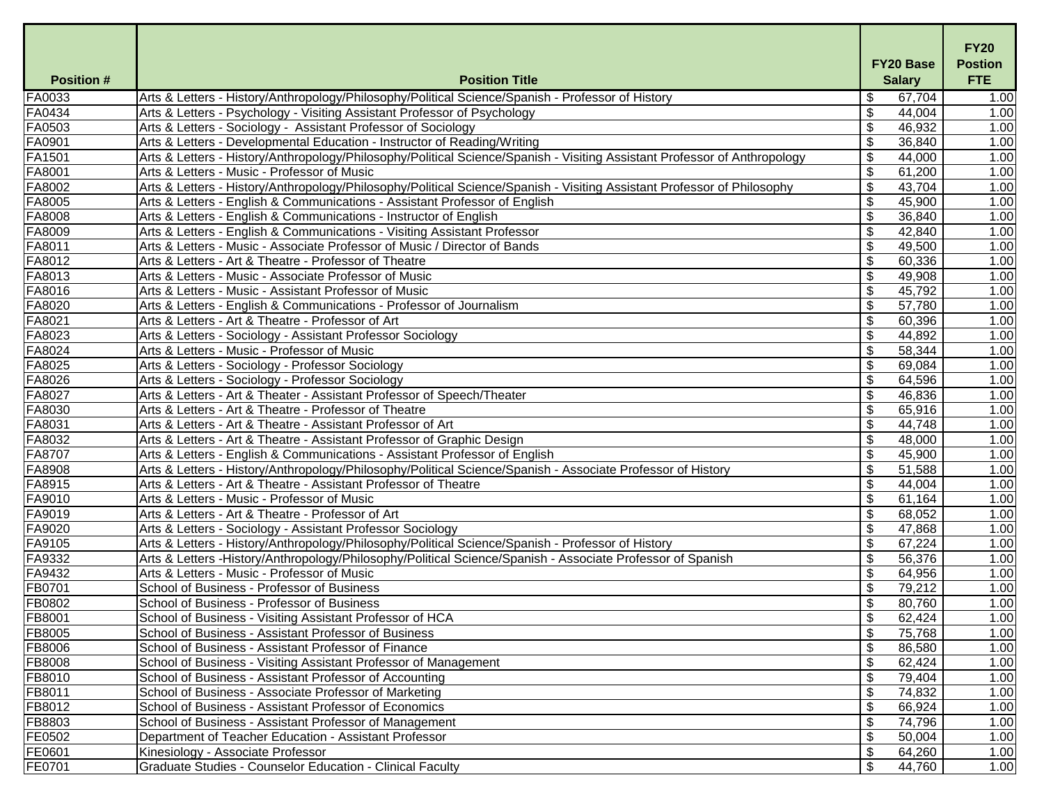| Position # | Position Title | FY20 Base Salary | FY20 Postion FTE |
|---|---|---|---|
| FA0033 | Arts & Letters - History/Anthropology/Philosophy/Political Science/Spanish - Professor of History | $ 67,704 | 1.00 |
| FA0434 | Arts & Letters - Psychology - Visiting Assistant Professor of Psychology | $ 44,004 | 1.00 |
| FA0503 | Arts & Letters - Sociology - Assistant Professor of Sociology | $ 46,932 | 1.00 |
| FA0901 | Arts & Letters - Developmental Education - Instructor of Reading/Writing | $ 36,840 | 1.00 |
| FA1501 | Arts & Letters - History/Anthropology/Philosophy/Political Science/Spanish - Visiting Assistant Professor of Anthropology | $ 44,000 | 1.00 |
| FA8001 | Arts & Letters - Music - Professor of Music | $ 61,200 | 1.00 |
| FA8002 | Arts & Letters - History/Anthropology/Philosophy/Political Science/Spanish - Visiting Assistant Professor of Philosophy | $ 43,704 | 1.00 |
| FA8005 | Arts & Letters - English & Communications - Assistant Professor of English | $ 45,900 | 1.00 |
| FA8008 | Arts & Letters - English & Communications - Instructor of English | $ 36,840 | 1.00 |
| FA8009 | Arts & Letters - English & Communications - Visiting Assistant Professor | $ 42,840 | 1.00 |
| FA8011 | Arts & Letters - Music - Associate Professor of Music / Director of Bands | $ 49,500 | 1.00 |
| FA8012 | Arts & Letters - Art & Theatre - Professor of Theatre | $ 60,336 | 1.00 |
| FA8013 | Arts & Letters - Music - Associate Professor of Music | $ 49,908 | 1.00 |
| FA8016 | Arts & Letters - Music - Assistant Professor of Music | $ 45,792 | 1.00 |
| FA8020 | Arts & Letters - English & Communications - Professor of Journalism | $ 57,780 | 1.00 |
| FA8021 | Arts & Letters - Art & Theatre - Professor of Art | $ 60,396 | 1.00 |
| FA8023 | Arts & Letters - Sociology - Assistant Professor Sociology | $ 44,892 | 1.00 |
| FA8024 | Arts & Letters - Music - Professor of Music | $ 58,344 | 1.00 |
| FA8025 | Arts & Letters - Sociology - Professor Sociology | $ 69,084 | 1.00 |
| FA8026 | Arts & Letters - Sociology - Professor Sociology | $ 64,596 | 1.00 |
| FA8027 | Arts & Letters - Art & Theater - Assistant Professor of Speech/Theater | $ 46,836 | 1.00 |
| FA8030 | Arts & Letters - Art & Theatre - Professor of Theatre | $ 65,916 | 1.00 |
| FA8031 | Arts & Letters - Art & Theatre - Assistant Professor of Art | $ 44,748 | 1.00 |
| FA8032 | Arts & Letters - Art & Theatre - Assistant Professor of Graphic Design | $ 48,000 | 1.00 |
| FA8707 | Arts & Letters - English & Communications - Assistant Professor of English | $ 45,900 | 1.00 |
| FA8908 | Arts & Letters - History/Anthropology/Philosophy/Political Science/Spanish - Associate Professor of History | $ 51,588 | 1.00 |
| FA8915 | Arts & Letters - Art & Theatre - Assistant Professor of Theatre | $ 44,004 | 1.00 |
| FA9010 | Arts & Letters - Music - Professor of Music | $ 61,164 | 1.00 |
| FA9019 | Arts & Letters - Art & Theatre - Professor of Art | $ 68,052 | 1.00 |
| FA9020 | Arts & Letters - Sociology - Assistant Professor Sociology | $ 47,868 | 1.00 |
| FA9105 | Arts & Letters - History/Anthropology/Philosophy/Political Science/Spanish - Professor of History | $ 67,224 | 1.00 |
| FA9332 | Arts & Letters -History/Anthropology/Philosophy/Political Science/Spanish - Associate Professor of Spanish | $ 56,376 | 1.00 |
| FA9432 | Arts & Letters - Music - Professor of Music | $ 64,956 | 1.00 |
| FB0701 | School of Business - Professor of Business | $ 79,212 | 1.00 |
| FB0802 | School of Business - Professor of Business | $ 80,760 | 1.00 |
| FB8001 | School of Business - Visiting Assistant Professor of HCA | $ 62,424 | 1.00 |
| FB8005 | School of Business - Assistant Professor of Business | $ 75,768 | 1.00 |
| FB8006 | School of Business - Assistant Professor of Finance | $ 86,580 | 1.00 |
| FB8008 | School of Business - Visiting Assistant Professor of Management | $ 62,424 | 1.00 |
| FB8010 | School of Business - Assistant Professor of Accounting | $ 79,404 | 1.00 |
| FB8011 | School of Business - Associate Professor of Marketing | $ 74,832 | 1.00 |
| FB8012 | School of Business - Assistant Professor of Economics | $ 66,924 | 1.00 |
| FB8803 | School of Business - Assistant Professor of Management | $ 74,796 | 1.00 |
| FE0502 | Department of Teacher Education - Assistant Professor | $ 50,004 | 1.00 |
| FE0601 | Kinesiology - Associate Professor | $ 64,260 | 1.00 |
| FE0701 | Graduate Studies - Counselor Education - Clinical Faculty | $ 44,760 | 1.00 |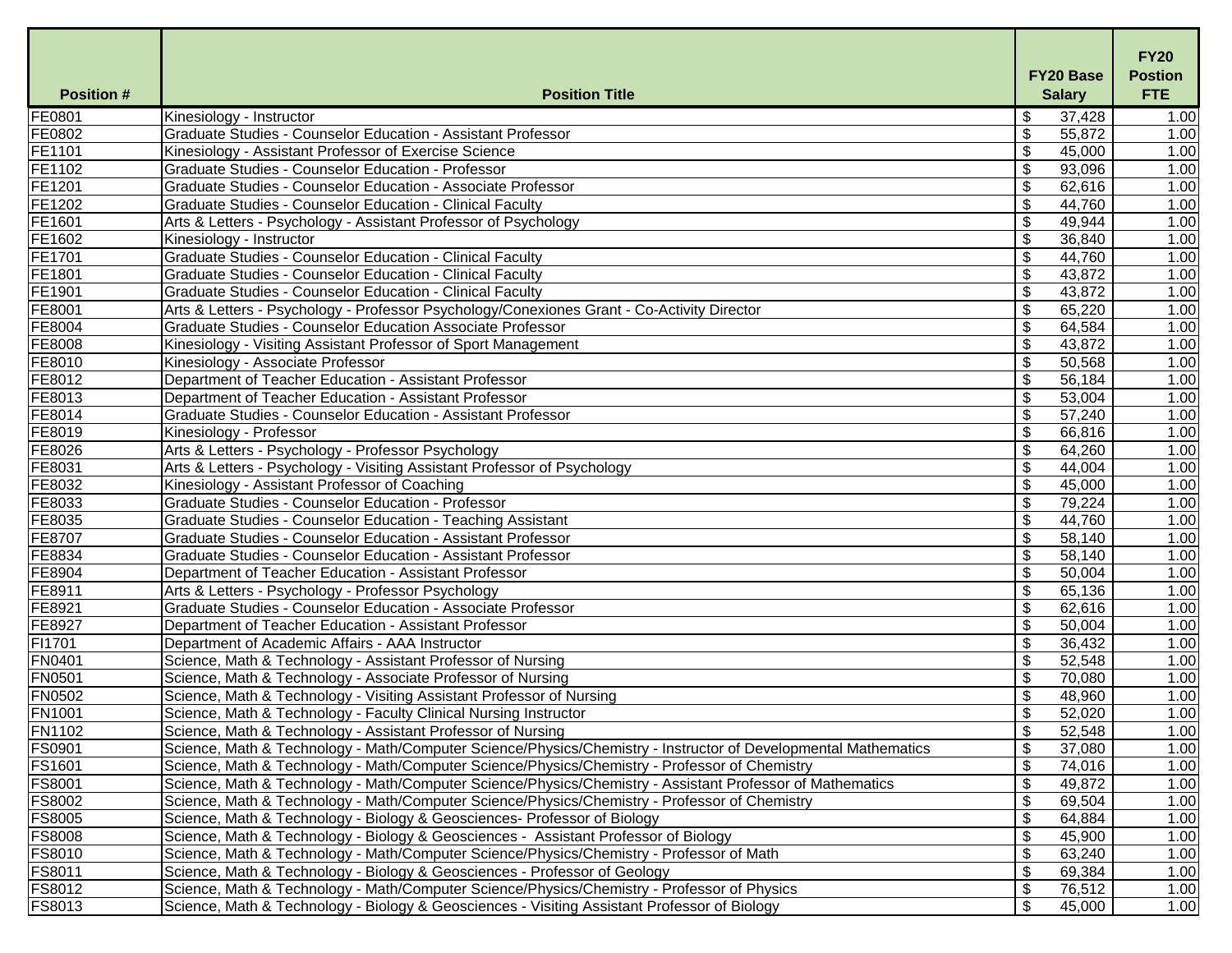| Position # | Position Title | FY20 Base Salary | FY20 Postion FTE |
|---|---|---|---|
| FE0801 | Kinesiology - Instructor | $ 37,428 | 1.00 |
| FE0802 | Graduate Studies - Counselor Education - Assistant Professor | $ 55,872 | 1.00 |
| FE1101 | Kinesiology - Assistant Professor of Exercise Science | $ 45,000 | 1.00 |
| FE1102 | Graduate Studies - Counselor Education - Professor | $ 93,096 | 1.00 |
| FE1201 | Graduate Studies - Counselor Education - Associate Professor | $ 62,616 | 1.00 |
| FE1202 | Graduate Studies - Counselor Education - Clinical Faculty | $ 44,760 | 1.00 |
| FE1601 | Arts & Letters - Psychology - Assistant Professor of Psychology | $ 49,944 | 1.00 |
| FE1602 | Kinesiology - Instructor | $ 36,840 | 1.00 |
| FE1701 | Graduate Studies - Counselor Education - Clinical Faculty | $ 44,760 | 1.00 |
| FE1801 | Graduate Studies - Counselor Education - Clinical Faculty | $ 43,872 | 1.00 |
| FE1901 | Graduate Studies - Counselor Education - Clinical Faculty | $ 43,872 | 1.00 |
| FE8001 | Arts & Letters - Psychology - Professor Psychology/Conexiones Grant - Co-Activity Director | $ 65,220 | 1.00 |
| FE8004 | Graduate Studies - Counselor Education Associate Professor | $ 64,584 | 1.00 |
| FE8008 | Kinesiology - Visiting Assistant Professor of Sport Management | $ 43,872 | 1.00 |
| FE8010 | Kinesiology - Associate Professor | $ 50,568 | 1.00 |
| FE8012 | Department of Teacher Education - Assistant Professor | $ 56,184 | 1.00 |
| FE8013 | Department of Teacher Education - Assistant Professor | $ 53,004 | 1.00 |
| FE8014 | Graduate Studies - Counselor Education - Assistant Professor | $ 57,240 | 1.00 |
| FE8019 | Kinesiology - Professor | $ 66,816 | 1.00 |
| FE8026 | Arts & Letters - Psychology - Professor Psychology | $ 64,260 | 1.00 |
| FE8031 | Arts & Letters - Psychology - Visiting Assistant Professor of Psychology | $ 44,004 | 1.00 |
| FE8032 | Kinesiology - Assistant Professor of Coaching | $ 45,000 | 1.00 |
| FE8033 | Graduate Studies - Counselor Education - Professor | $ 79,224 | 1.00 |
| FE8035 | Graduate Studies - Counselor Education - Teaching Assistant | $ 44,760 | 1.00 |
| FE8707 | Graduate Studies - Counselor Education - Assistant Professor | $ 58,140 | 1.00 |
| FE8834 | Graduate Studies - Counselor Education - Assistant Professor | $ 58,140 | 1.00 |
| FE8904 | Department of Teacher Education - Assistant Professor | $ 50,004 | 1.00 |
| FE8911 | Arts & Letters - Psychology - Professor Psychology | $ 65,136 | 1.00 |
| FE8921 | Graduate Studies - Counselor Education - Associate Professor | $ 62,616 | 1.00 |
| FE8927 | Department of Teacher Education - Assistant Professor | $ 50,004 | 1.00 |
| FI1701 | Department of Academic Affairs - AAA Instructor | $ 36,432 | 1.00 |
| FN0401 | Science, Math & Technology - Assistant Professor of Nursing | $ 52,548 | 1.00 |
| FN0501 | Science, Math & Technology - Associate Professor of Nursing | $ 70,080 | 1.00 |
| FN0502 | Science, Math & Technology - Visiting Assistant Professor of Nursing | $ 48,960 | 1.00 |
| FN1001 | Science, Math & Technology - Faculty Clinical Nursing Instructor | $ 52,020 | 1.00 |
| FN1102 | Science, Math & Technology - Assistant Professor of Nursing | $ 52,548 | 1.00 |
| FS0901 | Science, Math & Technology - Math/Computer Science/Physics/Chemistry - Instructor of Developmental Mathematics | $ 37,080 | 1.00 |
| FS1601 | Science, Math & Technology - Math/Computer Science/Physics/Chemistry - Professor of Chemistry | $ 74,016 | 1.00 |
| FS8001 | Science, Math & Technology - Math/Computer Science/Physics/Chemistry - Assistant Professor of Mathematics | $ 49,872 | 1.00 |
| FS8002 | Science, Math & Technology - Math/Computer Science/Physics/Chemistry - Professor of Chemistry | $ 69,504 | 1.00 |
| FS8005 | Science, Math & Technology - Biology & Geosciences- Professor of Biology | $ 64,884 | 1.00 |
| FS8008 | Science, Math & Technology - Biology & Geosciences - Assistant Professor of Biology | $ 45,900 | 1.00 |
| FS8010 | Science, Math & Technology - Math/Computer Science/Physics/Chemistry - Professor of Math | $ 63,240 | 1.00 |
| FS8011 | Science, Math & Technology - Biology & Geosciences - Professor of Geology | $ 69,384 | 1.00 |
| FS8012 | Science, Math & Technology - Math/Computer Science/Physics/Chemistry - Professor of Physics | $ 76,512 | 1.00 |
| FS8013 | Science, Math & Technology - Biology & Geosciences - Visiting Assistant Professor of Biology | $ 45,000 | 1.00 |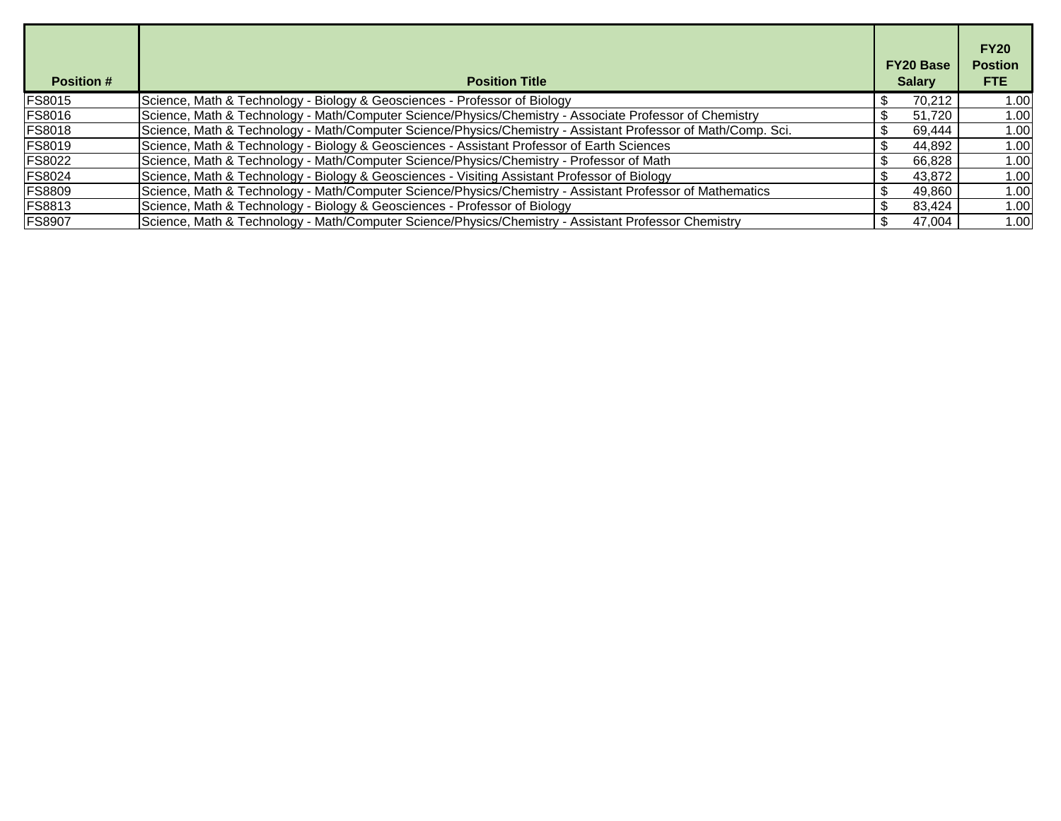| Position # | Position Title | FY20 Base Salary | FY20 Postion FTE |
|---|---|---|---|
| FS8015 | Science, Math & Technology - Biology & Geosciences - Professor of Biology | $ 70,212 | 1.00 |
| FS8016 | Science, Math & Technology - Math/Computer Science/Physics/Chemistry - Associate Professor of Chemistry | $ 51,720 | 1.00 |
| FS8018 | Science, Math & Technology - Math/Computer Science/Physics/Chemistry - Assistant Professor of Math/Comp. Sci. | $ 69,444 | 1.00 |
| FS8019 | Science, Math & Technology - Biology & Geosciences - Assistant Professor of Earth Sciences | $ 44,892 | 1.00 |
| FS8022 | Science, Math & Technology - Math/Computer Science/Physics/Chemistry - Professor of Math | $ 66,828 | 1.00 |
| FS8024 | Science, Math & Technology - Biology & Geosciences - Visiting Assistant Professor of Biology | $ 43,872 | 1.00 |
| FS8809 | Science, Math & Technology - Math/Computer Science/Physics/Chemistry - Assistant Professor of Mathematics | $ 49,860 | 1.00 |
| FS8813 | Science, Math & Technology - Biology & Geosciences - Professor of Biology | $ 83,424 | 1.00 |
| FS8907 | Science, Math & Technology - Math/Computer Science/Physics/Chemistry - Assistant Professor Chemistry | $ 47,004 | 1.00 |